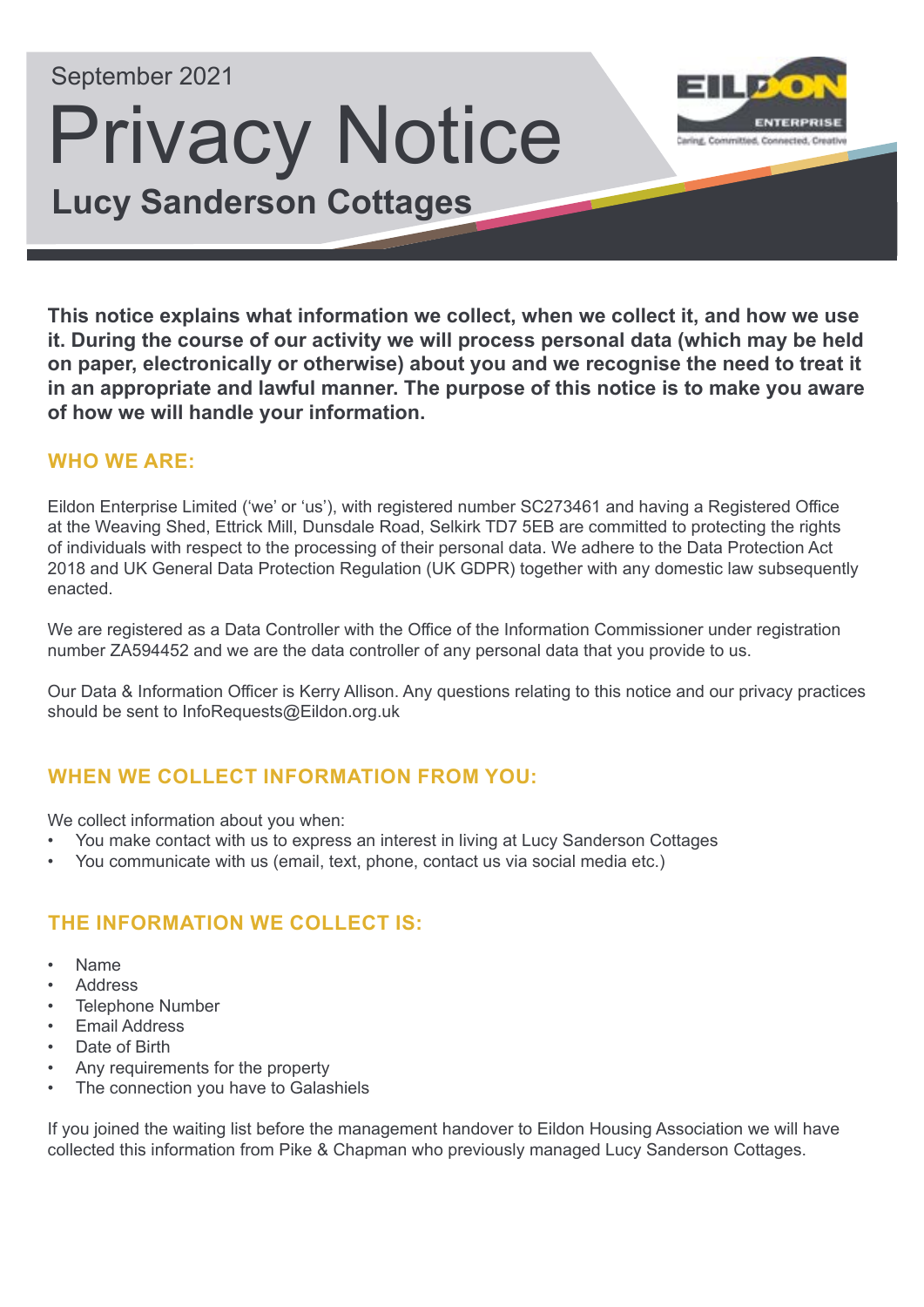September 2021

# Privacy Notice

## Lucy Sanderson Cottages

**This notice explains what information we collect, when we collect it, and how we use it. During the course of our activity we will process personal data (which may be held on paper, electronically or otherwise) about you and we recognise the need to treat it in an appropriate and lawful manner. The purpose of this notice is to make you aware of how we will handle your information.**

### WHO WE ARE:

Eildon Enterprise Limited ('we' or 'us'), with registered number SC273461 and having a Registered Office at the Weaving Shed, Ettrick Mill, Dunsdale Road, Selkirk TD7 5EB are committed to protecting the rights of individuals with respect to the processing of their personal data. We adhere to the Data Protection Act 2018 and UK General Data Protection Regulation (UK GDPR) together with any domestic law subsequently enacted.

We are registered as a Data Controller with the Office of the Information Commissioner under registration number ZA594452 and we are the data controller of any personal data that you provide to us.

Our Data & Information Officer is Kerry Allison. Any questions relating to this notice and our privacy practices should be sent to InfoRequests@Eildon.org.uk

### WHEN WE COLLECT INFORMATION FROM YOU:

We collect information about you when:

- You make contact with us to express an interest in living at Lucy Sanderson Cottages
- You communicate with us (email, text, phone, contact us via social media etc.)

### THE INFORMATION WE COLLECT IS:

- Name
- Address
- Telephone Number
- Email Address
- Date of Birth
- Any requirements for the property
- The connection you have to Galashiels

If you joined the waiting list before the management handover to Eildon Housing Association we will have collected this information from Pike & Chapman who previously managed Lucy Sanderson Cottages.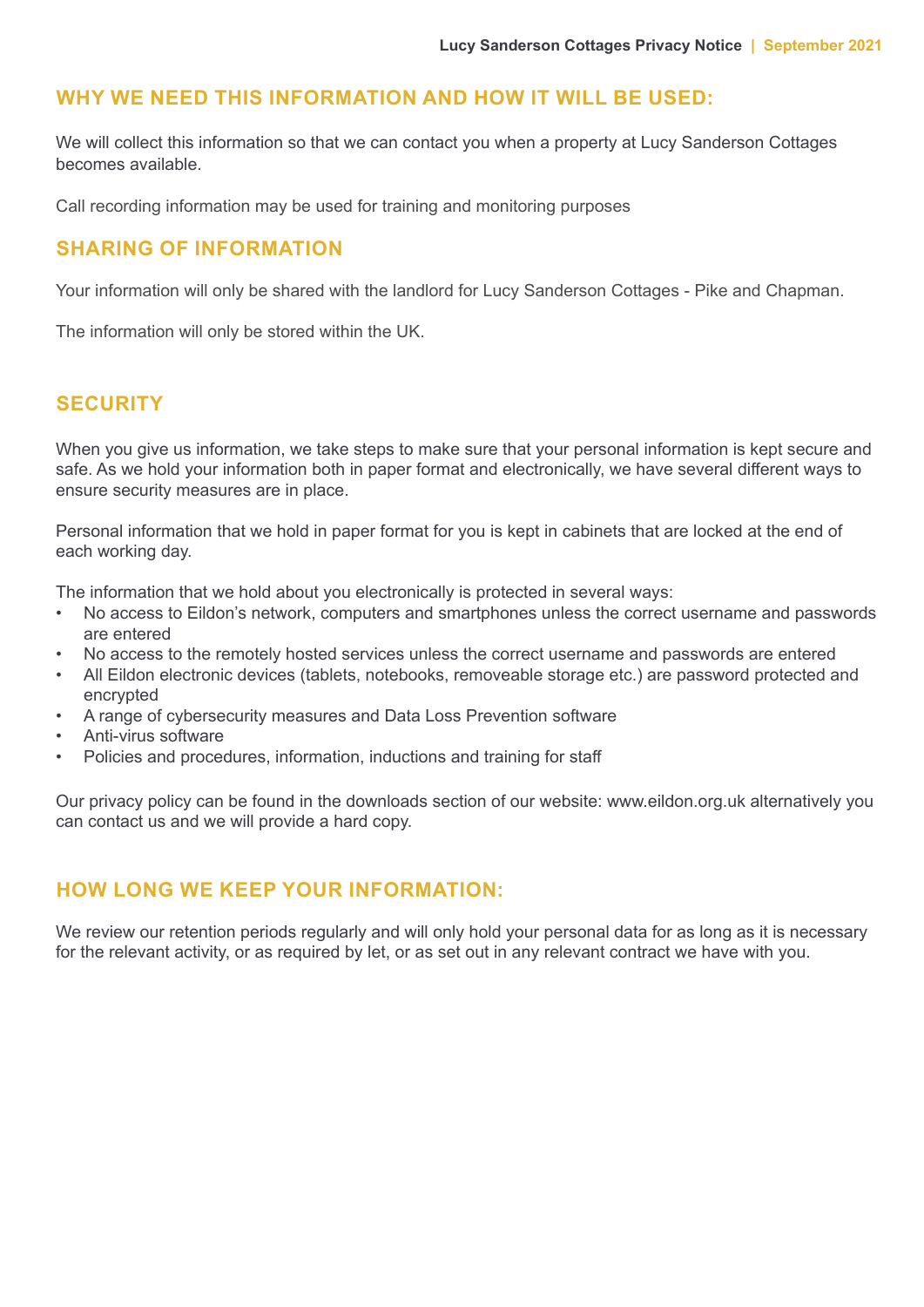## WHY WE NEED THIS INFORMATION AND HOW IT WILL BE USED:

We will collect this information so that we can contact you when a property at Lucy Sanderson Cottages becomes available.

Call recording information may be used for training and monitoring purposes

## SHARING OF INFORMATION

Your information will only be shared with the landlord for Lucy Sanderson Cottages - Pike and Chapman.

The information will only be stored within the UK.

## SECURITY

When you give us information, we take steps to make sure that your personal information is kept secure and safe. As we hold your information both in paper format and electronically, we have several different ways to ensure security measures are in place.

Personal information that we hold in paper format for you is kept in cabinets that are locked at the end of each working day.

The information that we hold about you electronically is protected in several ways:

- No access to Eildon's network, computers and smartphones unless the correct username and passwords are entered
- No access to the remotely hosted services unless the correct username and passwords are entered
- All Eildon electronic devices (tablets, notebooks, removeable storage etc.) are password protected and encrypted
- A range of cybersecurity measures and Data Loss Prevention software
- Anti-virus software
- Policies and procedures, information, inductions and training for staff

Our privacy policy can be found in the downloads section of our website: www.eildon.org.uk alternatively you can contact us and we will provide a hard copy.

## HOW LONG WE KEEP YOUR INFORMATION:

We review our retention periods regularly and will only hold your personal data for as long as it is necessary for the relevant activity, or as required by let, or as set out in any relevant contract we have with you.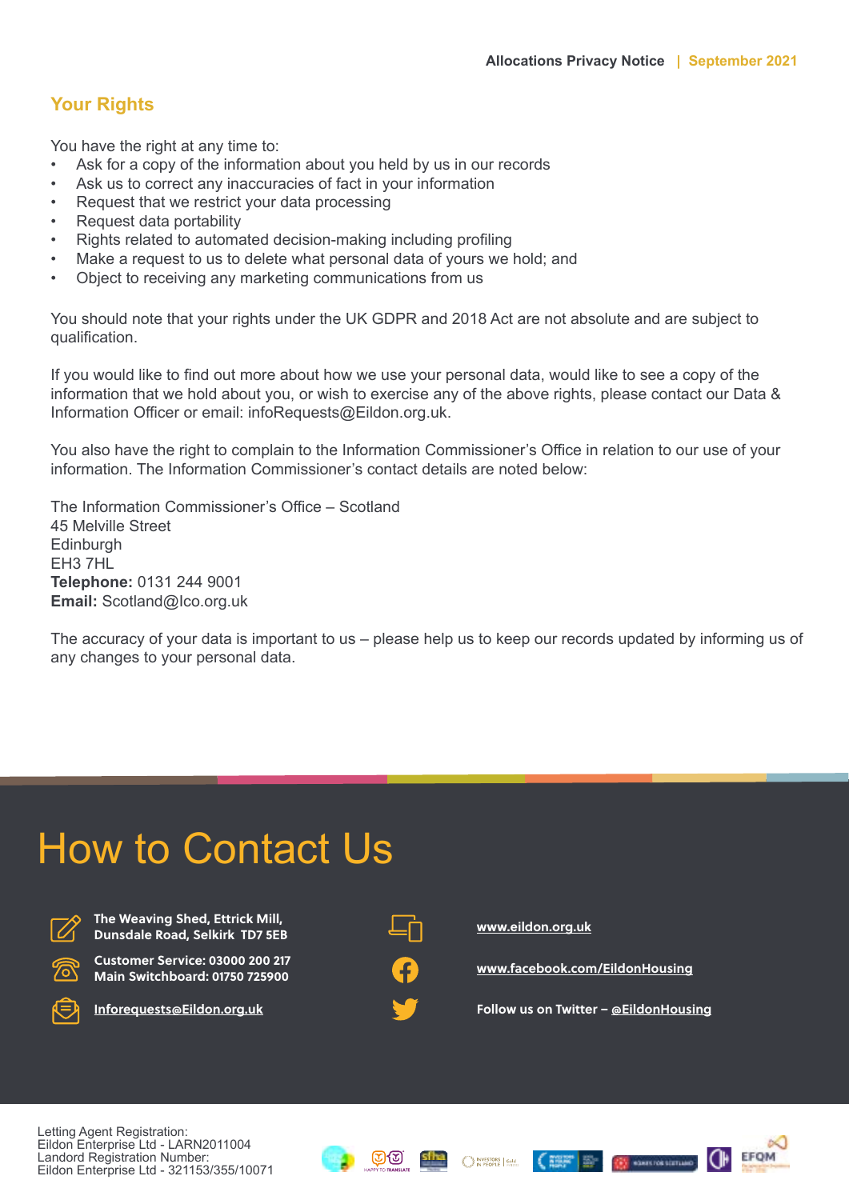## Your Rights

You have the right at any time to:

- Ask for a copy of the information about you held by us in our records
- Ask us to correct any inaccuracies of fact in your information
- Request that we restrict your data processing
- Request data portability
- Rights related to automated decision-making including profiling
- Make a request to us to delete what personal data of yours we hold; and
- Object to receiving any marketing communications from us

You should note that your rights under the UK GDPR and 2018 Act are not absolute and are subject to qualification.

If you would like to find out more about how we use your personal data, would like to see a copy of the information that we hold about you, or wish to exercise any of the above rights, please contact our Data & Information Officer or email: infoRequests@Eildon.org.uk.

You also have the right to complain to the Information Commissioner's Office in relation to our use of your information. The Information Commissioner's contact details are noted below:

The Information Commissioner's Office – Scotland
45 Melville Street
Edinburgh
EH3 7HL
**Telephone:** 0131 244 9001
**Email:** Scotland@Ico.org.uk

The accuracy of your data is important to us – please help us to keep our records updated by informing us of any changes to your personal data.

# How to Contact Us

**The Weaving Shed, Ettrick Mill, Dunsdale Road, Selkirk TD7 5EB**

**Customer Service: 03000 200 217**
**Main Switchboard: 01750 725900**

**Inforequests@Eildon.org.uk**

**www.eildon.org.uk**

**www.facebook.com/EildonHousing**

**Follow us on Twitter – @EildonHousing**

Letting Agent Registration:
Eildon Enterprise Ltd - LARN2011004
Landord Registration Number:
Eildon Enterprise Ltd - 321153/355/10071